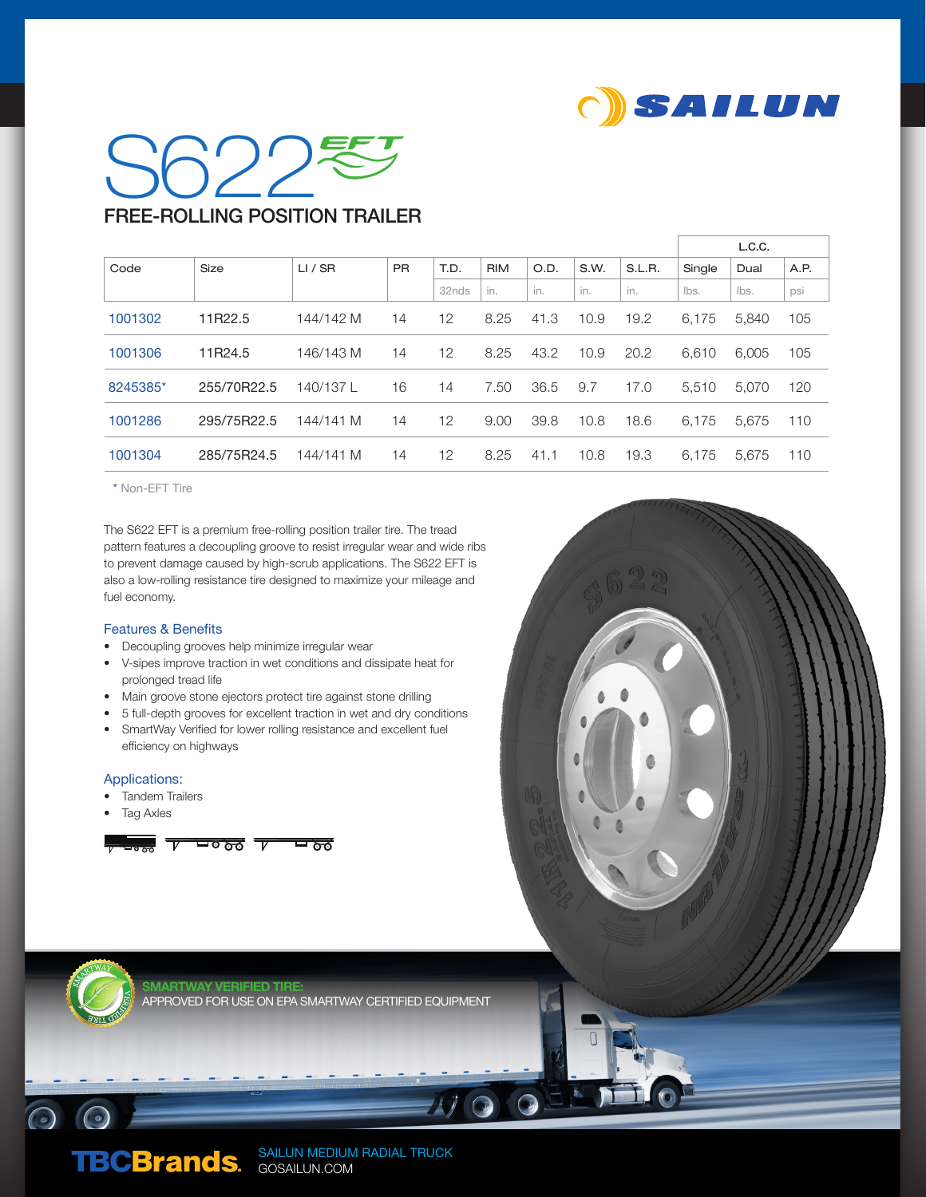# S622 EFT

## FREE-ROLLING POSITION TRAILER

| Code | Size | LI / SR | PR | T.D. | RIM | O.D. | S.W. | S.L.R. | L.C.C. Single | L.C.C. Dual | A.P. |
|---|---|---|---|---|---|---|---|---|---|---|---|
| | | | | 32nds | in. | in. | in. | in. | lbs. | lbs. | psi |
| 1001302 | 11R22.5 | 144/142 M | 14 | 12 | 8.25 | 41.3 | 10.9 | 19.2 | 6,175 | 5,840 | 105 |
| 1001306 | 11R24.5 | 146/143 M | 14 | 12 | 8.25 | 43.2 | 10.9 | 20.2 | 6,610 | 6,005 | 105 |
| 8245385* | 255/70R22.5 | 140/137 L | 16 | 14 | 7.50 | 36.5 | 9.7 | 17.0 | 5,510 | 5,070 | 120 |
| 1001286 | 295/75R22.5 | 144/141 M | 14 | 12 | 9.00 | 39.8 | 10.8 | 18.6 | 6,175 | 5,675 | 110 |
| 1001304 | 285/75R24.5 | 144/141 M | 14 | 12 | 8.25 | 41.1 | 10.8 | 19.3 | 6,175 | 5,675 | 110 |

* Non-EFT Tire

The S622 EFT is a premium free-rolling position trailer tire. The tread pattern features a decoupling groove to resist irregular wear and wide ribs to prevent damage caused by high-scrub applications. The S622 EFT is also a low-rolling resistance tire designed to maximize your mileage and fuel economy.

### Features & Benefits

- Decoupling grooves help minimize irregular wear
- V-sipes improve traction in wet conditions and dissipate heat for prolonged tread life
- Main groove stone ejectors protect tire against stone drilling
- 5 full-depth grooves for excellent traction in wet and dry conditions
- SmartWay Verified for lower rolling resistance and excellent fuel efficiency on highways

### Applications:

- Tandem Trailers
- Tag Axles

**SMARTWAY VERIFIED TIRE:**
APPROVED FOR USE ON EPA SMARTWAY CERTIFIED EQUIPMENT

TBCBrands. SAILUN MEDIUM RADIAL TRUCK
GOSAILUN.COM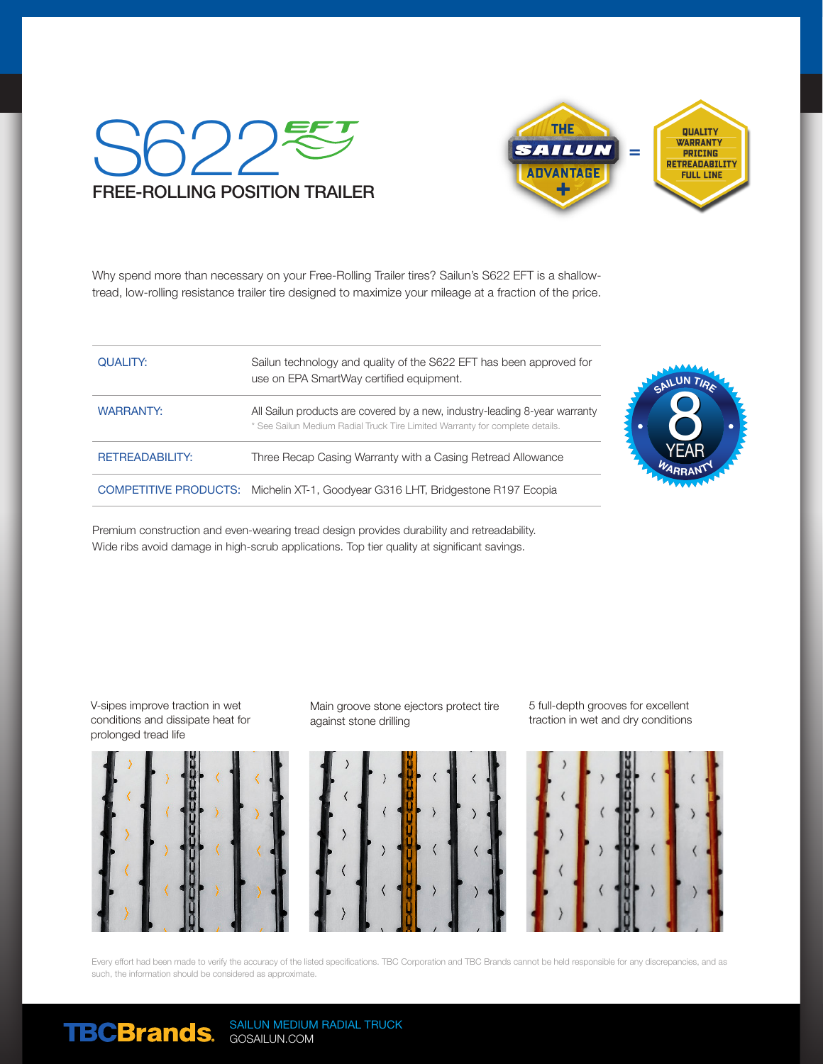# S622 EFT

## FREE-ROLLING POSITION TRAILER

THE SAILUN ADVANTAGE + = QUALITY WARRANTY PRICING RETREADABILITY FULL LINE

Why spend more than necessary on your Free-Rolling Trailer tires? Sailun's S622 EFT is a shallow-tread, low-rolling resistance trailer tire designed to maximize your mileage at a fraction of the price.

| | |
|---|---|
| QUALITY: | Sailun technology and quality of the S622 EFT has been approved for use on EPA SmartWay certified equipment. |
| WARRANTY: | All Sailun products are covered by a new, industry-leading 8-year warranty<br>* See Sailun Medium Radial Truck Tire Limited Warranty for complete details. |
| RETREADABILITY: | Three Recap Casing Warranty with a Casing Retread Allowance |
| COMPETITIVE PRODUCTS: | Michelin XT-1, Goodyear G316 LHT, Bridgestone R197 Ecopia |

SAILUN TIRE 8 YEAR WARRANTY

Premium construction and even-wearing tread design provides durability and retreadability. Wide ribs avoid damage in high-scrub applications. Top tier quality at significant savings.

V-sipes improve traction in wet conditions and dissipate heat for prolonged tread life

Main groove stone ejectors protect tire against stone drilling

5 full-depth grooves for excellent traction in wet and dry conditions

Every effort had been made to verify the accuracy of the listed specifications. TBC Corporation and TBC Brands cannot be held responsible for any discrepancies, and as such, the information should be considered as approximate.

TBCBrands. SAILUN MEDIUM RADIAL TRUCK GOSAILUN.COM